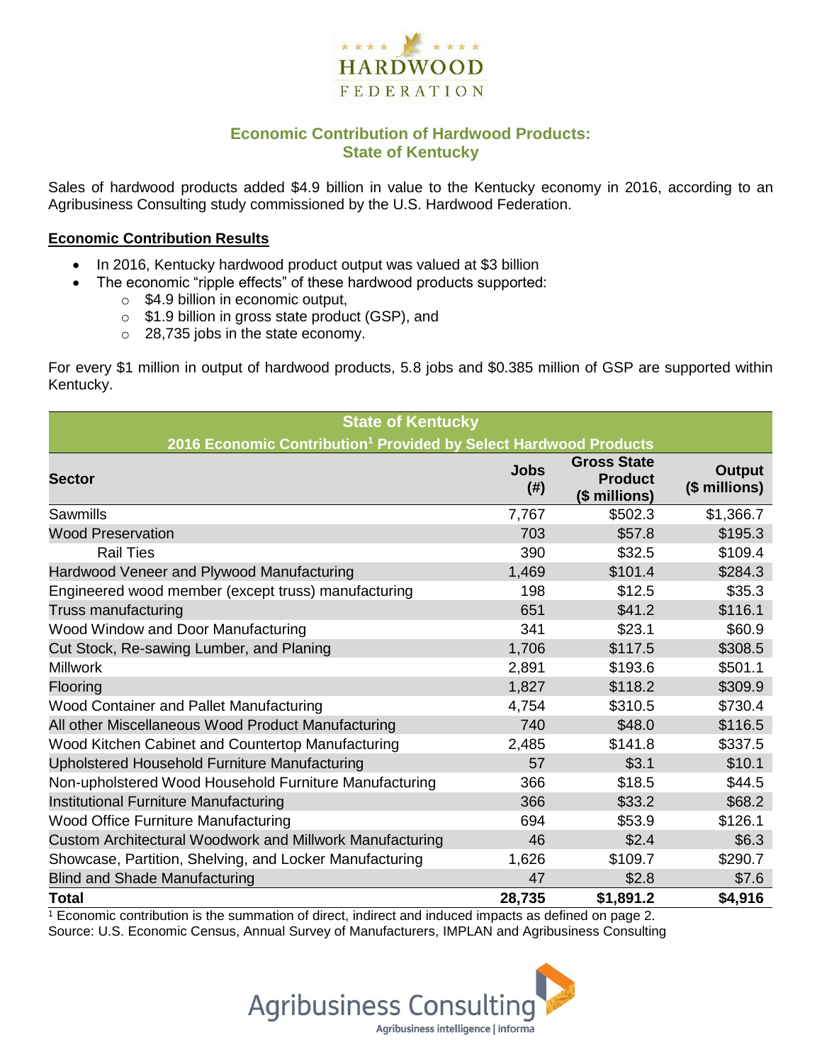HARDWOOD FEDERATION

## Economic Contribution of Hardwood Products: State of Kentucky

Sales of hardwood products added $4.9 billion in value to the Kentucky economy in 2016, according to an Agribusiness Consulting study commissioned by the U.S. Hardwood Federation.

### Economic Contribution Results

- In 2016, Kentucky hardwood product output was valued at $3 billion
- The economic "ripple effects" of these hardwood products supported:
  - $4.9 billion in economic output,
  - $1.9 billion in gross state product (GSP), and
  - 28,735 jobs in the state economy.

For every $1 million in output of hardwood products, 5.8 jobs and $0.385 million of GSP are supported within Kentucky.

| State of Kentucky<br>2016 Economic Contribution[1] Provided by Select Hardwood Products | | | |
|---|---|---|---|
| **Sector** | **Jobs (#)** | **Gross State Product ($ millions)** | **Output ($ millions)** |
| Sawmills | 7,767 | $502.3 | $1,366.7 |
| Wood Preservation | 703 | $57.8 | $195.3 |
| Rail Ties | 390 | $32.5 | $109.4 |
| Hardwood Veneer and Plywood Manufacturing | 1,469 | $101.4 | $284.3 |
| Engineered wood member (except truss) manufacturing | 198 | $12.5 | $35.3 |
| Truss manufacturing | 651 | $41.2 | $116.1 |
| Wood Window and Door Manufacturing | 341 | $23.1 | $60.9 |
| Cut Stock, Re-sawing Lumber, and Planing | 1,706 | $117.5 | $308.5 |
| Millwork | 2,891 | $193.6 | $501.1 |
| Flooring | 1,827 | $118.2 | $309.9 |
| Wood Container and Pallet Manufacturing | 4,754 | $310.5 | $730.4 |
| All other Miscellaneous Wood Product Manufacturing | 740 | $48.0 | $116.5 |
| Wood Kitchen Cabinet and Countertop Manufacturing | 2,485 | $141.8 | $337.5 |
| Upholstered Household Furniture Manufacturing | 57 | $3.1 | $10.1 |
| Non-upholstered Wood Household Furniture Manufacturing | 366 | $18.5 | $44.5 |
| Institutional Furniture Manufacturing | 366 | $33.2 | $68.2 |
| Wood Office Furniture Manufacturing | 694 | $53.9 | $126.1 |
| Custom Architectural Woodwork and Millwork Manufacturing | 46 | $2.4 | $6.3 |
| Showcase, Partition, Shelving, and Locker Manufacturing | 1,626 | $109.7 | $290.7 |
| Blind and Shade Manufacturing | 47 | $2.8 | $7.6 |
| **Total** | **28,735** | **$1,891.2** | **$4,916** |

[1] Economic contribution is the summation of direct, indirect and induced impacts as defined on page 2.

Source: U.S. Economic Census, Annual Survey of Manufacturers, IMPLAN and Agribusiness Consulting

Agribusiness Consulting
Agribusiness intelligence | informa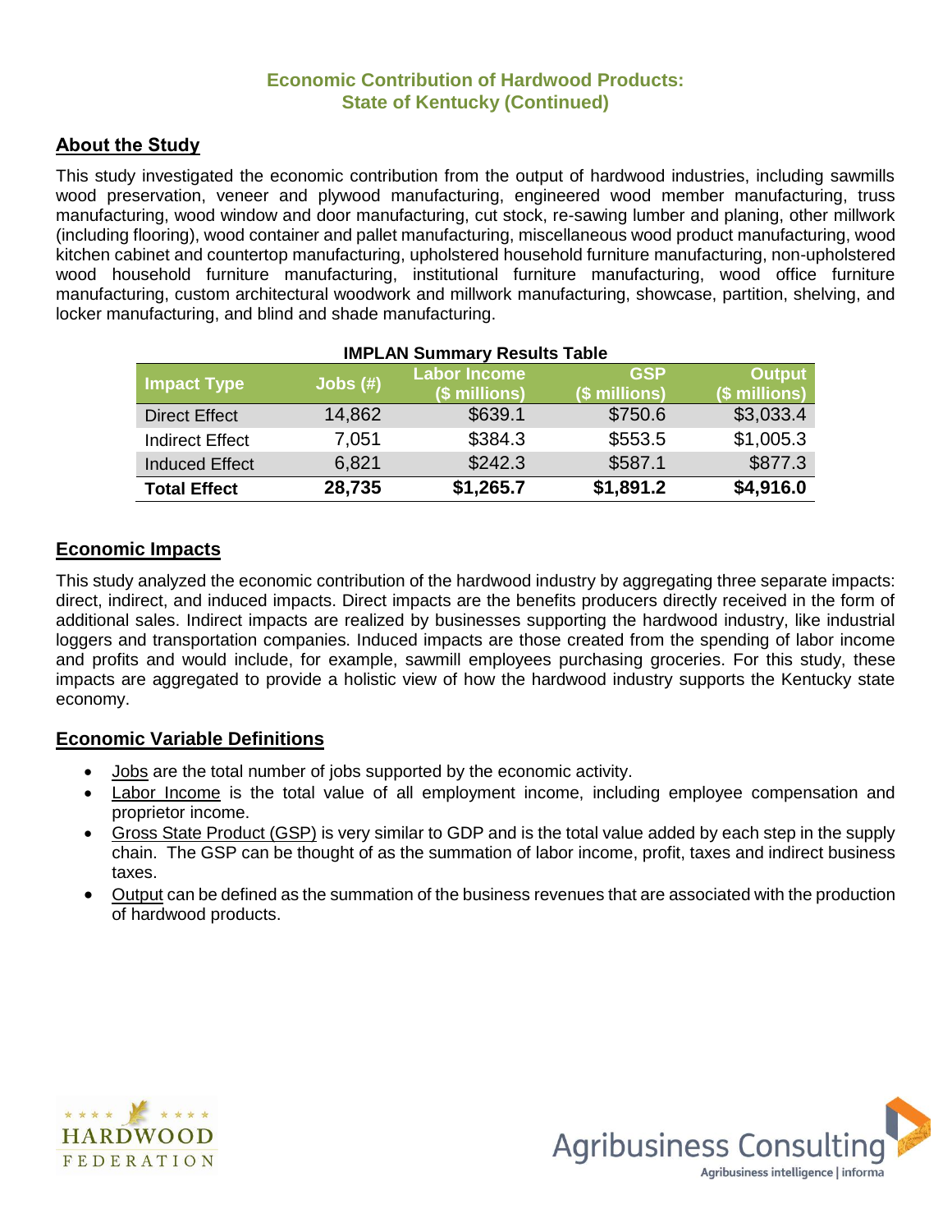# Economic Contribution of Hardwood Products: State of Kentucky (Continued)

## About the Study

This study investigated the economic contribution from the output of hardwood industries, including sawmills wood preservation, veneer and plywood manufacturing, engineered wood member manufacturing, truss manufacturing, wood window and door manufacturing, cut stock, re-sawing lumber and planing, other millwork (including flooring), wood container and pallet manufacturing, miscellaneous wood product manufacturing, wood kitchen cabinet and countertop manufacturing, upholstered household furniture manufacturing, non-upholstered wood household furniture manufacturing, institutional furniture manufacturing, wood office furniture manufacturing, custom architectural woodwork and millwork manufacturing, showcase, partition, shelving, and locker manufacturing, and blind and shade manufacturing.

**IMPLAN Summary Results Table**

| Impact Type | Jobs (#) | Labor Income ($ millions) | GSP ($ millions) | Output ($ millions) |
|---|---|---|---|---|
| Direct Effect | 14,862 | $639.1 | $750.6 | $3,033.4 |
| Indirect Effect | 7,051 | $384.3 | $553.5 | $1,005.3 |
| Induced Effect | 6,821 | $242.3 | $587.1 | $877.3 |
| **Total Effect** | **28,735** | **$1,265.7** | **$1,891.2** | **$4,916.0** |

## Economic Impacts

This study analyzed the economic contribution of the hardwood industry by aggregating three separate impacts: direct, indirect, and induced impacts. Direct impacts are the benefits producers directly received in the form of additional sales. Indirect impacts are realized by businesses supporting the hardwood industry, like industrial loggers and transportation companies. Induced impacts are those created from the spending of labor income and profits and would include, for example, sawmill employees purchasing groceries. For this study, these impacts are aggregated to provide a holistic view of how the hardwood industry supports the Kentucky state economy.

## Economic Variable Definitions

- Jobs are the total number of jobs supported by the economic activity.
- Labor Income is the total value of all employment income, including employee compensation and proprietor income.
- Gross State Product (GSP) is very similar to GDP and is the total value added by each step in the supply chain. The GSP can be thought of as the summation of labor income, profit, taxes and indirect business taxes.
- Output can be defined as the summation of the business revenues that are associated with the production of hardwood products.

HARDWOOD FEDERATION

Agribusiness Consulting
Agribusiness intelligence | informa